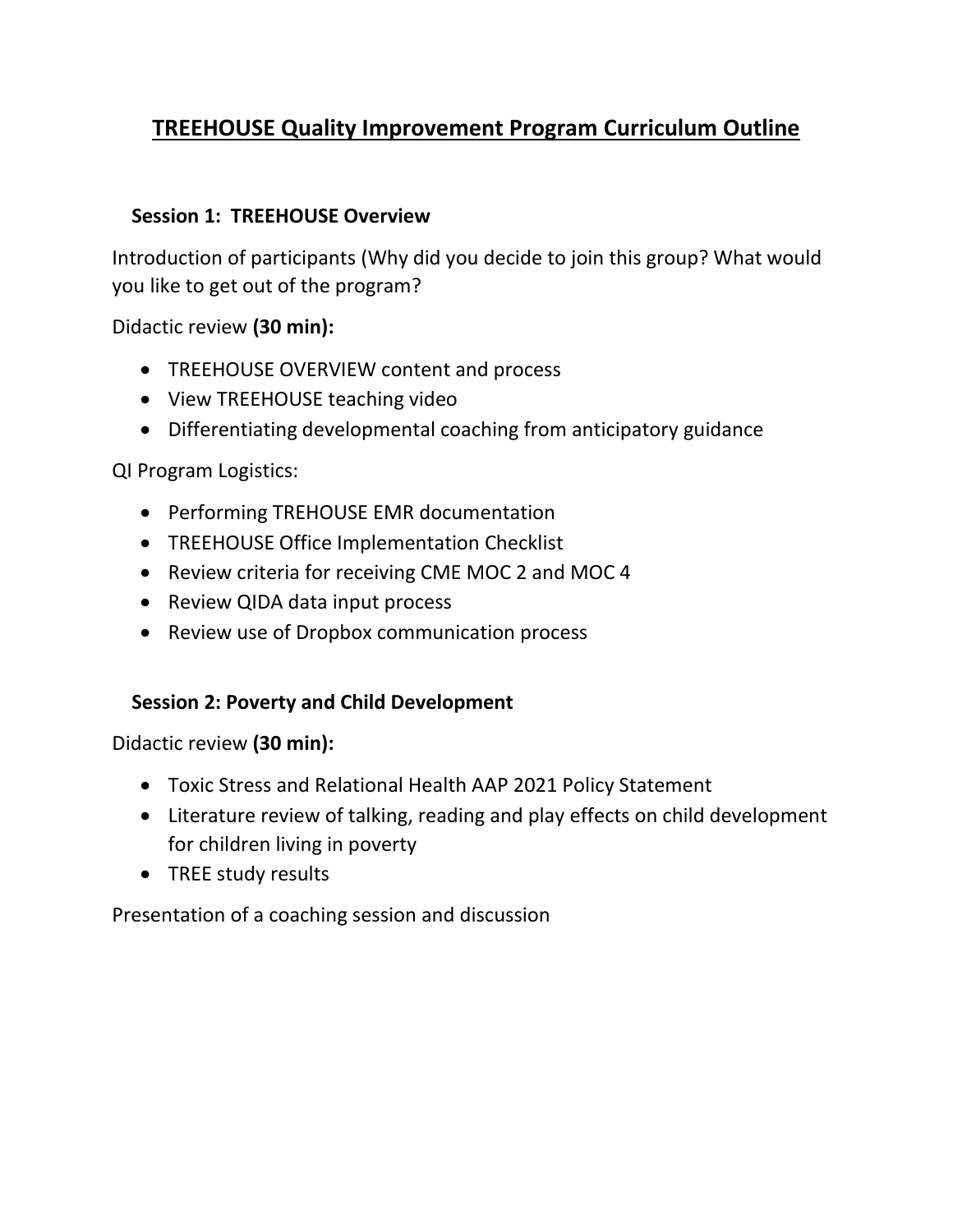# TREEHOUSE Quality Improvement Program Curriculum Outline

## Session 1: TREEHOUSE Overview

Introduction of participants (Why did you decide to join this group? What would you like to get out of the program?

Didactic review **(30 min):**

- TREEHOUSE OVERVIEW content and process
- View TREEHOUSE teaching video
- Differentiating developmental coaching from anticipatory guidance

QI Program Logistics:

- Performing TREHOUSE EMR documentation
- TREEHOUSE Office Implementation Checklist
- Review criteria for receiving CME MOC 2 and MOC 4
- Review QIDA data input process
- Review use of Dropbox communication process

## Session 2: Poverty and Child Development

Didactic review **(30 min):**

- Toxic Stress and Relational Health AAP 2021 Policy Statement
- Literature review of talking, reading and play effects on child development for children living in poverty
- TREE study results

Presentation of a coaching session and discussion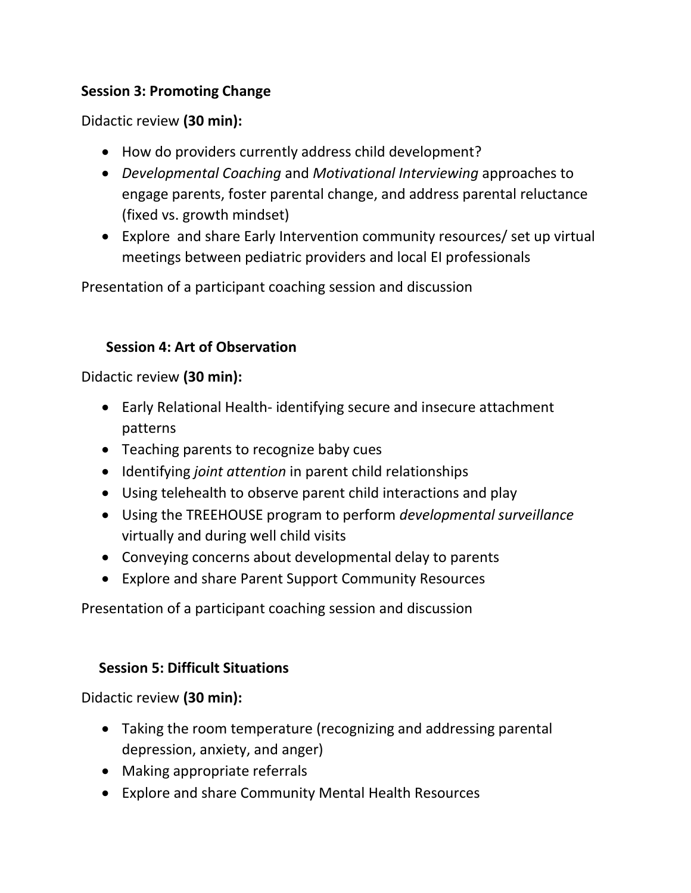**Session 3: Promoting Change**

Didactic review **(30 min):**

- How do providers currently address child development?
- *Developmental Coaching* and *Motivational Interviewing* approaches to engage parents, foster parental change, and address parental reluctance (fixed vs. growth mindset)
- Explore and share Early Intervention community resources/ set up virtual meetings between pediatric providers and local EI professionals

Presentation of a participant coaching session and discussion

**Session 4: Art of Observation**

Didactic review **(30 min):**

- Early Relational Health- identifying secure and insecure attachment patterns
- Teaching parents to recognize baby cues
- Identifying *joint attention* in parent child relationships
- Using telehealth to observe parent child interactions and play
- Using the TREEHOUSE program to perform *developmental surveillance* virtually and during well child visits
- Conveying concerns about developmental delay to parents
- Explore and share Parent Support Community Resources

Presentation of a participant coaching session and discussion

**Session 5: Difficult Situations**

Didactic review **(30 min):**

- Taking the room temperature (recognizing and addressing parental depression, anxiety, and anger)
- Making appropriate referrals
- Explore and share Community Mental Health Resources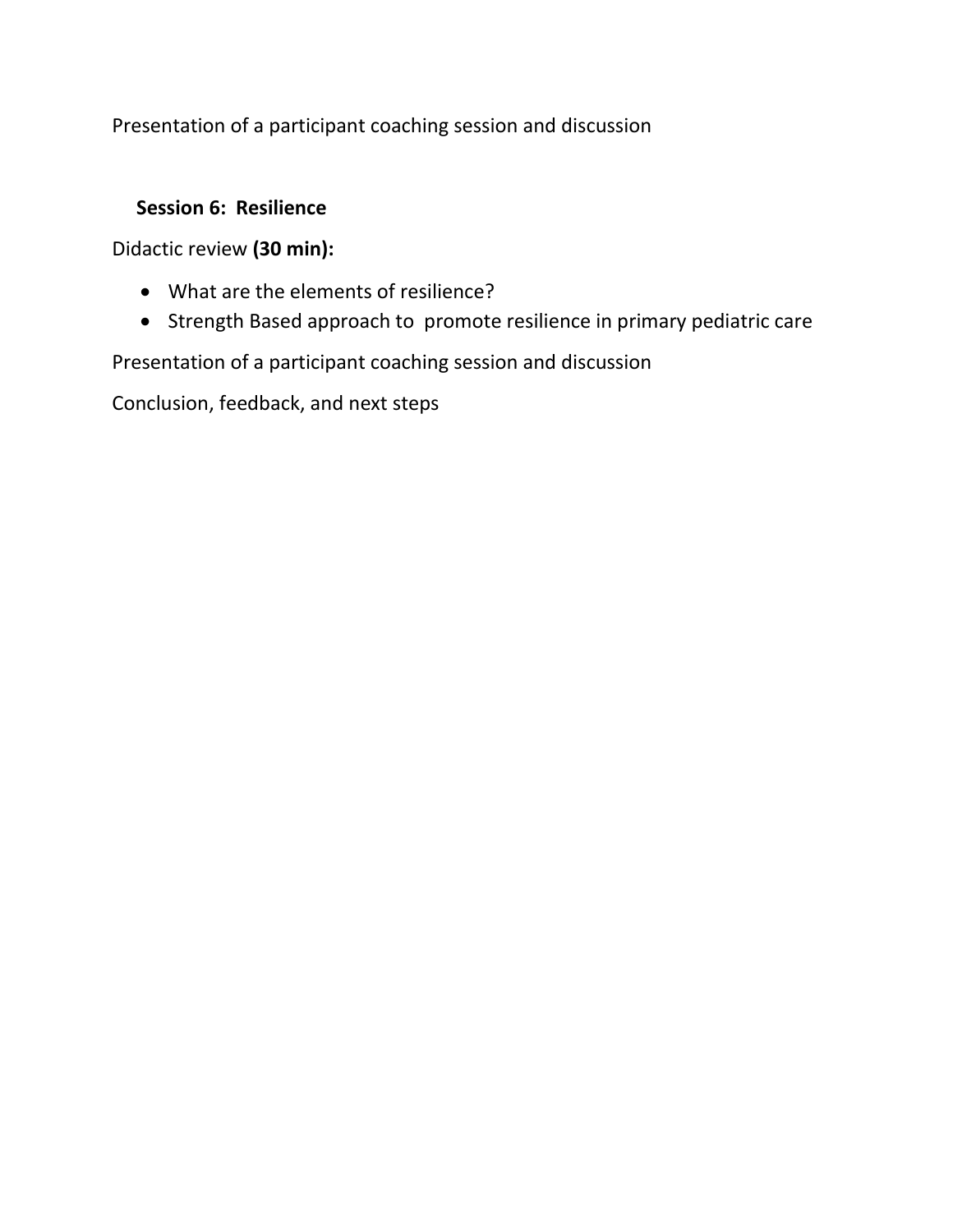Presentation of a participant coaching session and discussion

**Session 6: Resilience**

Didactic review **(30 min):**

- What are the elements of resilience?
- Strength Based approach to promote resilience in primary pediatric care

Presentation of a participant coaching session and discussion

Conclusion, feedback, and next steps